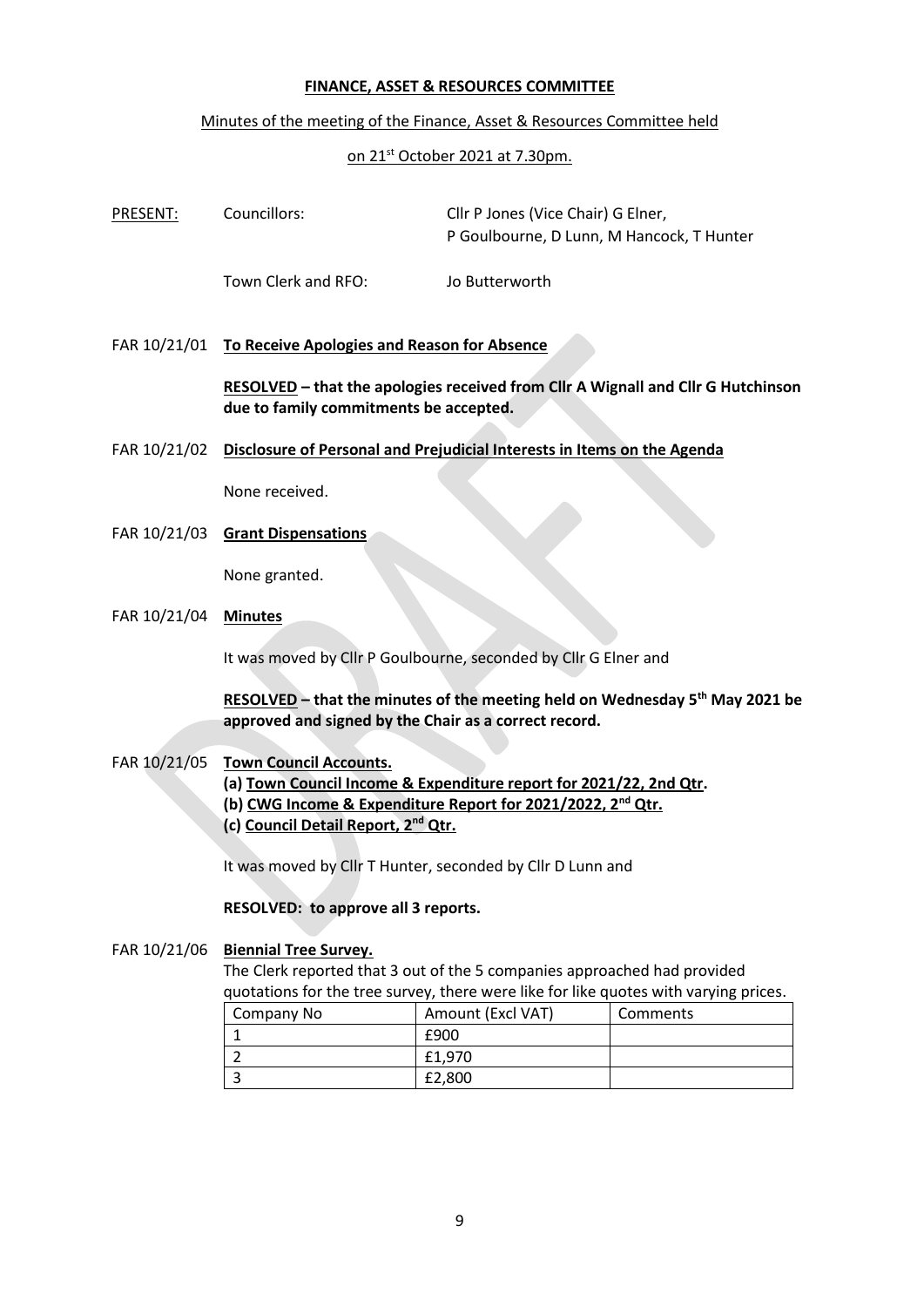# FINANCE, ASSET & RESOURCES COMMITTEE

Minutes of the meeting of the Finance, Asset & Resources Committee held

on 21st October 2021 at 7.30pm.

PRESENT: Councillors: Cllr P Jones (Vice Chair) G Elner, P Goulbourne, D Lunn, M Hancock, T Hunter

Town Clerk and RFO: Jo Butterworth

FAR 10/21/01 **To Receive Apologies and Reason for Absence**

**RESOLVED – that the apologies received from Cllr A Wignall and Cllr G Hutchinson due to family commitments be accepted.**

FAR 10/21/02 **Disclosure of Personal and Prejudicial Interests in Items on the Agenda**

None received.

FAR 10/21/03 **Grant Dispensations**

None granted.

FAR 10/21/04 **Minutes**

It was moved by Cllr P Goulbourne, seconded by Cllr G Elner and

**RESOLVED – that the minutes of the meeting held on Wednesday 5th May 2021 be approved and signed by the Chair as a correct record.**

FAR 10/21/05 **Town Council Accounts.**

**(a) Town Council Income & Expenditure report for 2021/22, 2nd Qtr.**
**(b) CWG Income & Expenditure Report for 2021/2022, 2nd Qtr.**
**(c) Council Detail Report, 2nd Qtr.**

It was moved by Cllr T Hunter, seconded by Cllr D Lunn and

**RESOLVED: to approve all 3 reports.**

FAR 10/21/06 **Biennial Tree Survey.**

The Clerk reported that 3 out of the 5 companies approached had provided quotations for the tree survey, there were like for like quotes with varying prices.

| Company No | Amount (Excl VAT) | Comments |
|---|---|---|
| 1 | £900 | |
| 2 | £1,970 | |
| 3 | £2,800 | |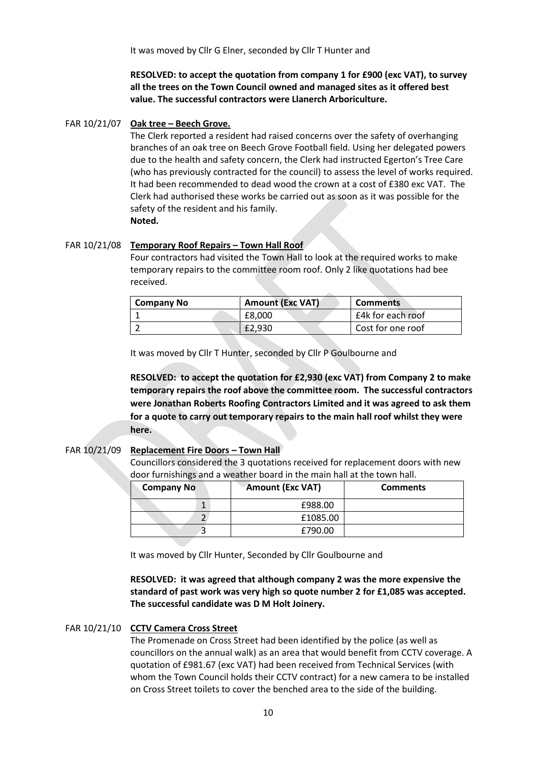It was moved by Cllr G Elner, seconded by Cllr T Hunter and

**RESOLVED: to accept the quotation from company 1 for £900 (exc VAT), to survey all the trees on the Town Council owned and managed sites as it offered best value. The successful contractors were Llanerch Arboriculture.**

FAR 10/21/07 **Oak tree – Beech Grove.**

The Clerk reported a resident had raised concerns over the safety of overhanging branches of an oak tree on Beech Grove Football field. Using her delegated powers due to the health and safety concern, the Clerk had instructed Egerton's Tree Care (who has previously contracted for the council) to assess the level of works required. It had been recommended to dead wood the crown at a cost of £380 exc VAT. The Clerk had authorised these works be carried out as soon as it was possible for the safety of the resident and his family.
**Noted.**

FAR 10/21/08 **Temporary Roof Repairs – Town Hall Roof**

Four contractors had visited the Town Hall to look at the required works to make temporary repairs to the committee room roof. Only 2 like quotations had bee received.

| Company No | Amount (Exc VAT) | Comments |
|---|---|---|
| 1 | £8,000 | £4k for each roof |
| 2 | £2,930 | Cost for one roof |

It was moved by Cllr T Hunter, seconded by Cllr P Goulbourne and

**RESOLVED: to accept the quotation for £2,930 (exc VAT) from Company 2 to make temporary repairs the roof above the committee room. The successful contractors were Jonathan Roberts Roofing Contractors Limited and it was agreed to ask them for a quote to carry out temporary repairs to the main hall roof whilst they were here.**

FAR 10/21/09 **Replacement Fire Doors – Town Hall**

Councillors considered the 3 quotations received for replacement doors with new door furnishings and a weather board in the main hall at the town hall.

| Company No | Amount (Exc VAT) | Comments |
|---|---|---|
| 1 | £988.00 | |
| 2 | £1085.00 | |
| 3 | £790.00 | |

It was moved by Cllr Hunter, Seconded by Cllr Goulbourne and

**RESOLVED: it was agreed that although company 2 was the more expensive the standard of past work was very high so quote number 2 for £1,085 was accepted. The successful candidate was D M Holt Joinery.**

FAR 10/21/10 **CCTV Camera Cross Street**

The Promenade on Cross Street had been identified by the police (as well as councillors on the annual walk) as an area that would benefit from CCTV coverage. A quotation of £981.67 (exc VAT) had been received from Technical Services (with whom the Town Council holds their CCTV contract) for a new camera to be installed on Cross Street toilets to cover the benched area to the side of the building.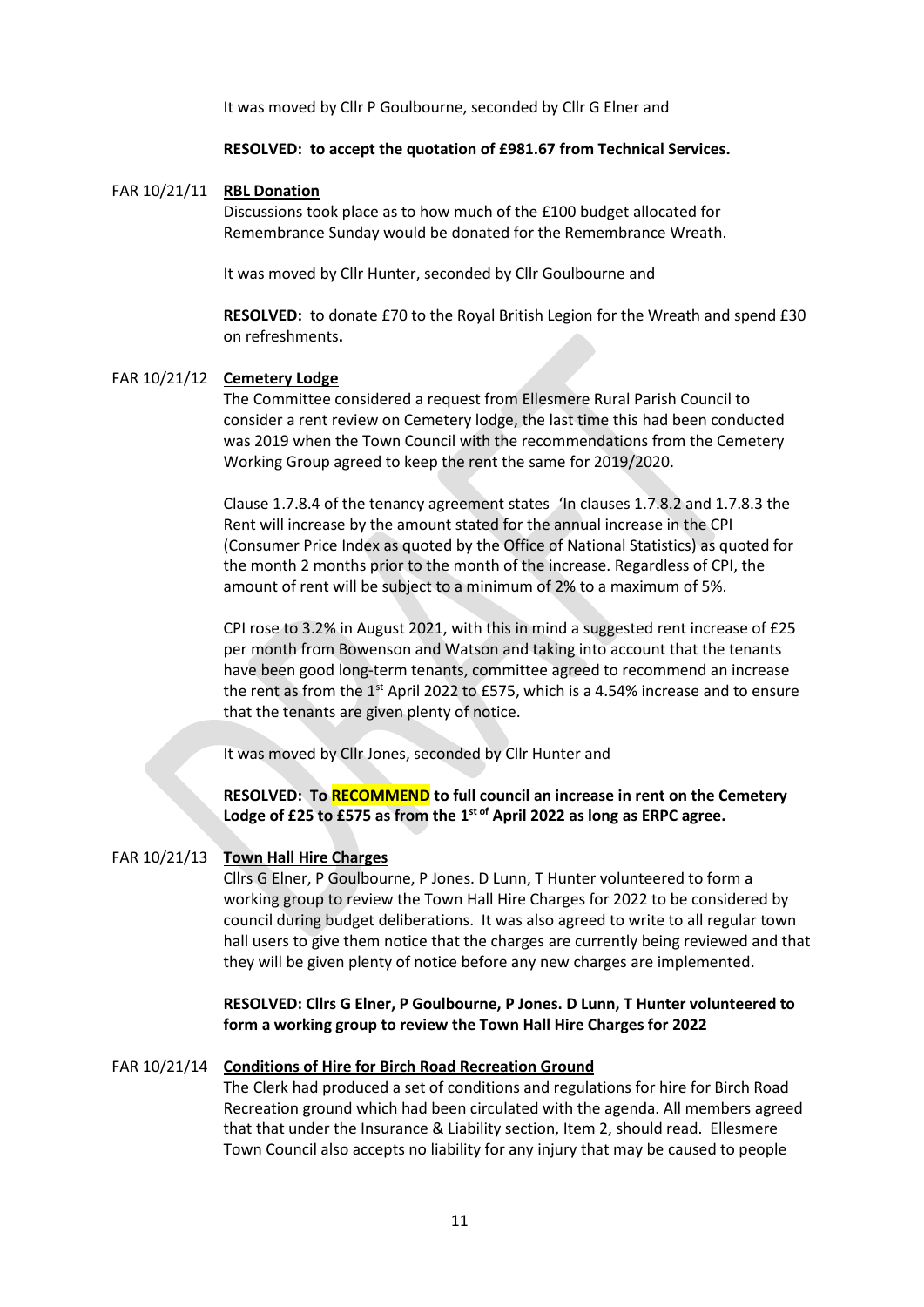It was moved by Cllr P Goulbourne, seconded by Cllr G Elner and

**RESOLVED: to accept the quotation of £981.67 from Technical Services.**

FAR 10/21/11 **RBL Donation**

Discussions took place as to how much of the £100 budget allocated for Remembrance Sunday would be donated for the Remembrance Wreath.

It was moved by Cllr Hunter, seconded by Cllr Goulbourne and

**RESOLVED:** to donate £70 to the Royal British Legion for the Wreath and spend £30 on refreshments**.**

FAR 10/21/12 **Cemetery Lodge**

The Committee considered a request from Ellesmere Rural Parish Council to consider a rent review on Cemetery lodge, the last time this had been conducted was 2019 when the Town Council with the recommendations from the Cemetery Working Group agreed to keep the rent the same for 2019/2020.

Clause 1.7.8.4 of the tenancy agreement states 'In clauses 1.7.8.2 and 1.7.8.3 the Rent will increase by the amount stated for the annual increase in the CPI (Consumer Price Index as quoted by the Office of National Statistics) as quoted for the month 2 months prior to the month of the increase. Regardless of CPI, the amount of rent will be subject to a minimum of 2% to a maximum of 5%.

CPI rose to 3.2% in August 2021, with this in mind a suggested rent increase of £25 per month from Bowenson and Watson and taking into account that the tenants have been good long-term tenants, committee agreed to recommend an increase the rent as from the 1st April 2022 to £575, which is a 4.54% increase and to ensure that the tenants are given plenty of notice.

It was moved by Cllr Jones, seconded by Cllr Hunter and

**RESOLVED: To RECOMMEND to full council an increase in rent on the Cemetery Lodge of £25 to £575 as from the 1st of April 2022 as long as ERPC agree.**

FAR 10/21/13 **Town Hall Hire Charges**

Cllrs G Elner, P Goulbourne, P Jones. D Lunn, T Hunter volunteered to form a working group to review the Town Hall Hire Charges for 2022 to be considered by council during budget deliberations. It was also agreed to write to all regular town hall users to give them notice that the charges are currently being reviewed and that they will be given plenty of notice before any new charges are implemented.

**RESOLVED: Cllrs G Elner, P Goulbourne, P Jones. D Lunn, T Hunter volunteered to form a working group to review the Town Hall Hire Charges for 2022**

FAR 10/21/14 **Conditions of Hire for Birch Road Recreation Ground**

The Clerk had produced a set of conditions and regulations for hire for Birch Road Recreation ground which had been circulated with the agenda. All members agreed that that under the Insurance & Liability section, Item 2, should read. Ellesmere Town Council also accepts no liability for any injury that may be caused to people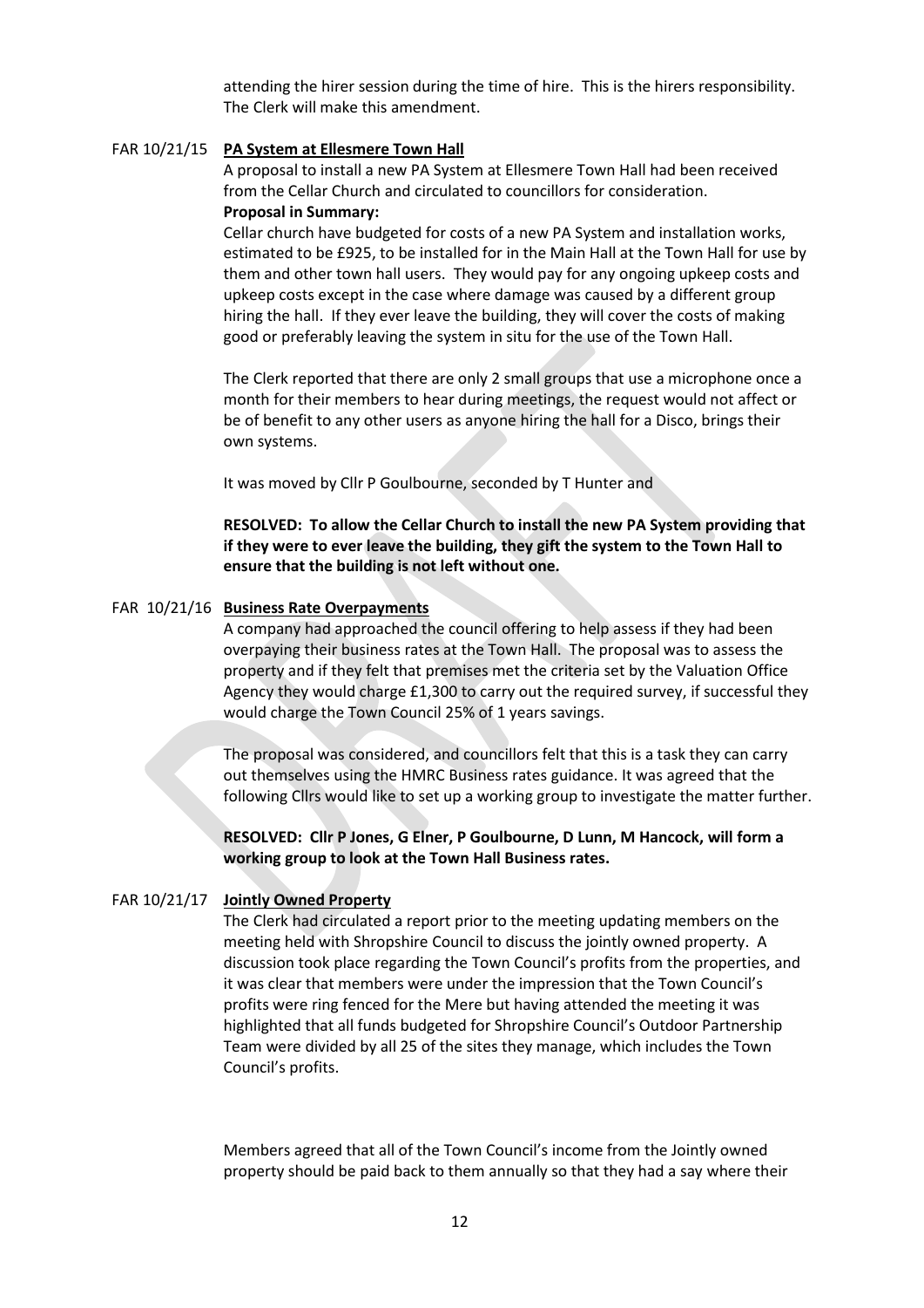attending the hirer session during the time of hire. This is the hirers responsibility. The Clerk will make this amendment.

FAR 10/21/15 **PA System at Ellesmere Town Hall**

A proposal to install a new PA System at Ellesmere Town Hall had been received from the Cellar Church and circulated to councillors for consideration.

**Proposal in Summary:**

Cellar church have budgeted for costs of a new PA System and installation works, estimated to be £925, to be installed for in the Main Hall at the Town Hall for use by them and other town hall users. They would pay for any ongoing upkeep costs and upkeep costs except in the case where damage was caused by a different group hiring the hall. If they ever leave the building, they will cover the costs of making good or preferably leaving the system in situ for the use of the Town Hall.

The Clerk reported that there are only 2 small groups that use a microphone once a month for their members to hear during meetings, the request would not affect or be of benefit to any other users as anyone hiring the hall for a Disco, brings their own systems.

It was moved by Cllr P Goulbourne, seconded by T Hunter and

**RESOLVED: To allow the Cellar Church to install the new PA System providing that if they were to ever leave the building, they gift the system to the Town Hall to ensure that the building is not left without one.**

FAR 10/21/16 **Business Rate Overpayments**

A company had approached the council offering to help assess if they had been overpaying their business rates at the Town Hall. The proposal was to assess the property and if they felt that premises met the criteria set by the Valuation Office Agency they would charge £1,300 to carry out the required survey, if successful they would charge the Town Council 25% of 1 years savings.

The proposal was considered, and councillors felt that this is a task they can carry out themselves using the HMRC Business rates guidance. It was agreed that the following Cllrs would like to set up a working group to investigate the matter further.

**RESOLVED: Cllr P Jones, G Elner, P Goulbourne, D Lunn, M Hancock, will form a working group to look at the Town Hall Business rates.**

FAR 10/21/17 **Jointly Owned Property**

The Clerk had circulated a report prior to the meeting updating members on the meeting held with Shropshire Council to discuss the jointly owned property. A discussion took place regarding the Town Council's profits from the properties, and it was clear that members were under the impression that the Town Council's profits were ring fenced for the Mere but having attended the meeting it was highlighted that all funds budgeted for Shropshire Council's Outdoor Partnership Team were divided by all 25 of the sites they manage, which includes the Town Council's profits.

Members agreed that all of the Town Council's income from the Jointly owned property should be paid back to them annually so that they had a say where their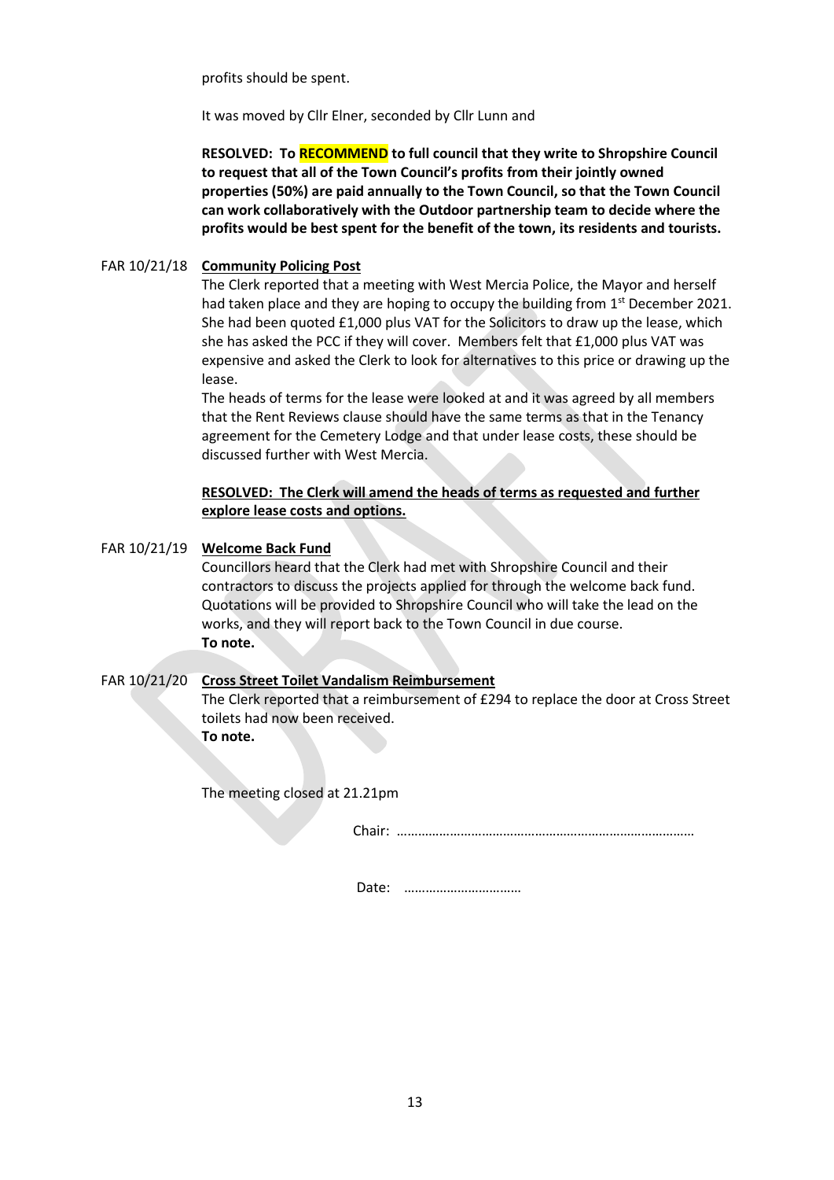profits should be spent.

It was moved by Cllr Elner, seconded by Cllr Lunn and

**RESOLVED: To RECOMMEND to full council that they write to Shropshire Council to request that all of the Town Council's profits from their jointly owned properties (50%) are paid annually to the Town Council, so that the Town Council can work collaboratively with the Outdoor partnership team to decide where the profits would be best spent for the benefit of the town, its residents and tourists.**

FAR 10/21/18 **Community Policing Post**

The Clerk reported that a meeting with West Mercia Police, the Mayor and herself had taken place and they are hoping to occupy the building from 1st December 2021. She had been quoted £1,000 plus VAT for the Solicitors to draw up the lease, which she has asked the PCC if they will cover. Members felt that £1,000 plus VAT was expensive and asked the Clerk to look for alternatives to this price or drawing up the lease.

The heads of terms for the lease were looked at and it was agreed by all members that the Rent Reviews clause should have the same terms as that in the Tenancy agreement for the Cemetery Lodge and that under lease costs, these should be discussed further with West Mercia.

**RESOLVED: The Clerk will amend the heads of terms as requested and further explore lease costs and options.**

FAR 10/21/19 **Welcome Back Fund**

Councillors heard that the Clerk had met with Shropshire Council and their contractors to discuss the projects applied for through the welcome back fund. Quotations will be provided to Shropshire Council who will take the lead on the works, and they will report back to the Town Council in due course.
**To note.**

FAR 10/21/20 **Cross Street Toilet Vandalism Reimbursement**

The Clerk reported that a reimbursement of £294 to replace the door at Cross Street toilets had now been received.
**To note.**

The meeting closed at 21.21pm

Chair: ………………………………………………………………………

Date: ……………………………